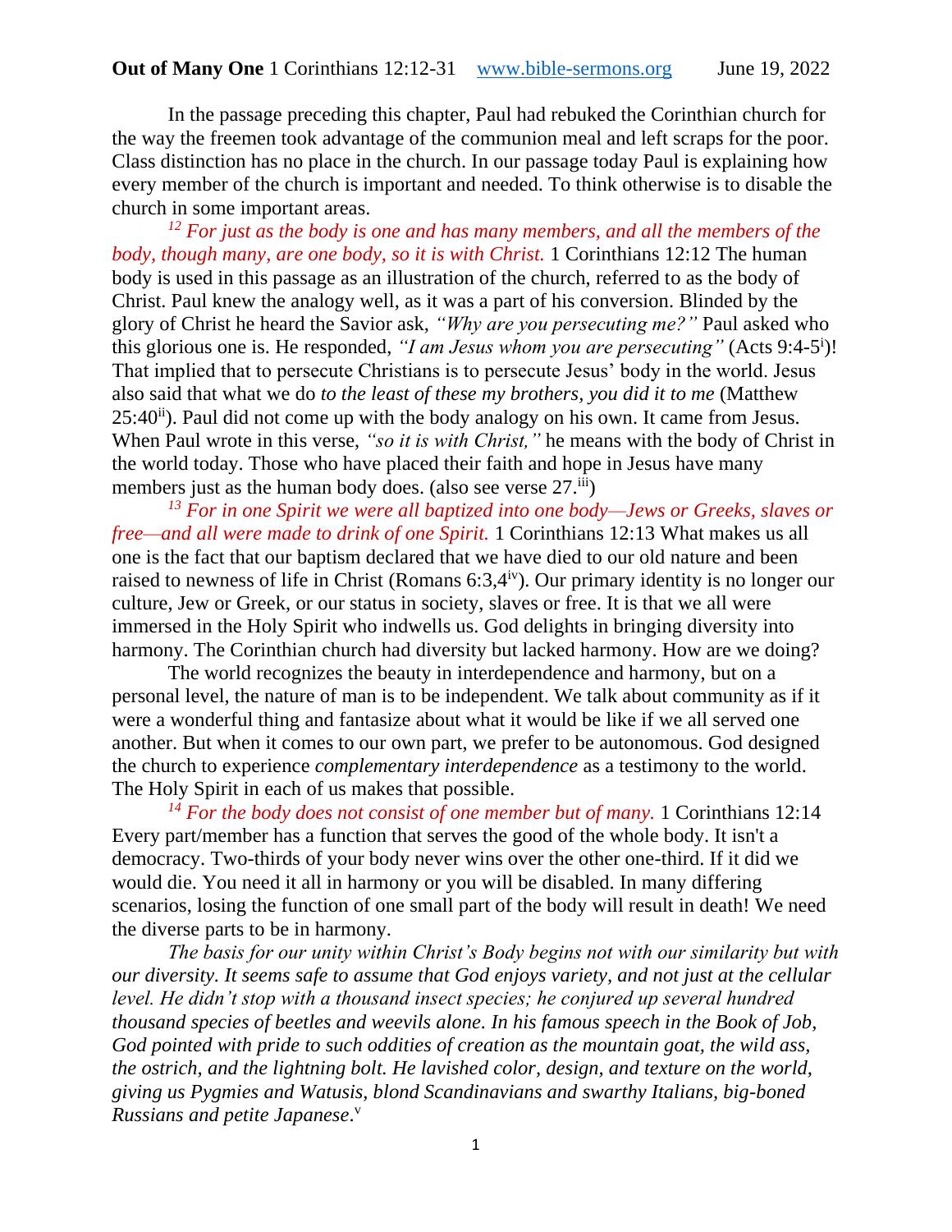**Out of Many One** 1 Corinthians 12:12-31 www.bible-sermons.org June 19, 2022

In the passage preceding this chapter, Paul had rebuked the Corinthian church for the way the freemen took advantage of the communion meal and left scraps for the poor. Class distinction has no place in the church. In our passage today Paul is explaining how every member of the church is important and needed. To think otherwise is to disable the church in some important areas.

*[12] For just as the body is one and has many members, and all the members of the body, though many, are one body, so it is with Christ.* 1 Corinthians 12:12 The human body is used in this passage as an illustration of the church, referred to as the body of Christ. Paul knew the analogy well, as it was a part of his conversion. Blinded by the glory of Christ he heard the Savior ask, *"Why are you persecuting me?"* Paul asked who this glorious one is. He responded, *"I am Jesus whom you are persecuting"* (Acts 9:4-5[i])! That implied that to persecute Christians is to persecute Jesus' body in the world. Jesus also said that what we do *to the least of these my brothers, you did it to me* (Matthew 25:40[ii]). Paul did not come up with the body analogy on his own. It came from Jesus. When Paul wrote in this verse, *"so it is with Christ,"* he means with the body of Christ in the world today. Those who have placed their faith and hope in Jesus have many members just as the human body does. (also see verse 27.[iii])

*[13] For in one Spirit we were all baptized into one body—Jews or Greeks, slaves or free—and all were made to drink of one Spirit.* 1 Corinthians 12:13 What makes us all one is the fact that our baptism declared that we have died to our old nature and been raised to newness of life in Christ (Romans 6:3,4[iv]). Our primary identity is no longer our culture, Jew or Greek, or our status in society, slaves or free. It is that we all were immersed in the Holy Spirit who indwells us. God delights in bringing diversity into harmony. The Corinthian church had diversity but lacked harmony. How are we doing?

The world recognizes the beauty in interdependence and harmony, but on a personal level, the nature of man is to be independent. We talk about community as if it were a wonderful thing and fantasize about what it would be like if we all served one another. But when it comes to our own part, we prefer to be autonomous. God designed the church to experience *complementary interdependence* as a testimony to the world. The Holy Spirit in each of us makes that possible.

*[14] For the body does not consist of one member but of many.* 1 Corinthians 12:14 Every part/member has a function that serves the good of the whole body. It isn't a democracy. Two-thirds of your body never wins over the other one-third. If it did we would die. You need it all in harmony or you will be disabled. In many differing scenarios, losing the function of one small part of the body will result in death! We need the diverse parts to be in harmony.

*The basis for our unity within Christ's Body begins not with our similarity but with our diversity. It seems safe to assume that God enjoys variety, and not just at the cellular level. He didn't stop with a thousand insect species; he conjured up several hundred thousand species of beetles and weevils alone. In his famous speech in the Book of Job, God pointed with pride to such oddities of creation as the mountain goat, the wild ass, the ostrich, and the lightning bolt. He lavished color, design, and texture on the world, giving us Pygmies and Watusis, blond Scandinavians and swarthy Italians, big-boned Russians and petite Japanese.*[v]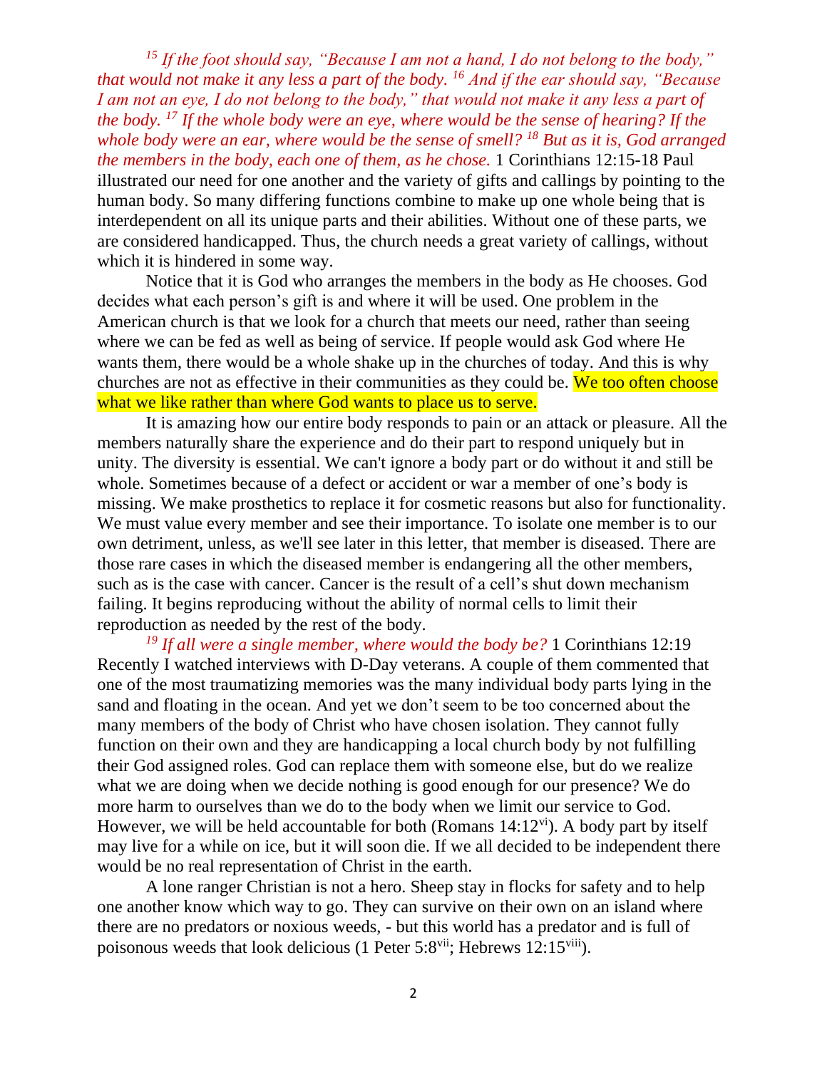*[15] If the foot should say, "Because I am not a hand, I do not belong to the body," that would not make it any less a part of the body. [16] And if the ear should say, "Because I am not an eye, I do not belong to the body," that would not make it any less a part of the body. [17] If the whole body were an eye, where would be the sense of hearing? If the whole body were an ear, where would be the sense of smell? [18] But as it is, God arranged the members in the body, each one of them, as he chose.* 1 Corinthians 12:15-18 Paul illustrated our need for one another and the variety of gifts and callings by pointing to the human body. So many differing functions combine to make up one whole being that is interdependent on all its unique parts and their abilities. Without one of these parts, we are considered handicapped. Thus, the church needs a great variety of callings, without which it is hindered in some way.

Notice that it is God who arranges the members in the body as He chooses. God decides what each person's gift is and where it will be used. One problem in the American church is that we look for a church that meets our need, rather than seeing where we can be fed as well as being of service. If people would ask God where He wants them, there would be a whole shake up in the churches of today. And this is why churches are not as effective in their communities as they could be. We too often choose what we like rather than where God wants to place us to serve.

It is amazing how our entire body responds to pain or an attack or pleasure. All the members naturally share the experience and do their part to respond uniquely but in unity. The diversity is essential. We can't ignore a body part or do without it and still be whole. Sometimes because of a defect or accident or war a member of one's body is missing. We make prosthetics to replace it for cosmetic reasons but also for functionality. We must value every member and see their importance. To isolate one member is to our own detriment, unless, as we'll see later in this letter, that member is diseased. There are those rare cases in which the diseased member is endangering all the other members, such as is the case with cancer. Cancer is the result of a cell's shut down mechanism failing. It begins reproducing without the ability of normal cells to limit their reproduction as needed by the rest of the body.

*[19] If all were a single member, where would the body be?* 1 Corinthians 12:19 Recently I watched interviews with D-Day veterans. A couple of them commented that one of the most traumatizing memories was the many individual body parts lying in the sand and floating in the ocean. And yet we don't seem to be too concerned about the many members of the body of Christ who have chosen isolation. They cannot fully function on their own and they are handicapping a local church body by not fulfilling their God assigned roles. God can replace them with someone else, but do we realize what we are doing when we decide nothing is good enough for our presence? We do more harm to ourselves than we do to the body when we limit our service to God. However, we will be held accountable for both (Romans 14:12[vi]). A body part by itself may live for a while on ice, but it will soon die. If we all decided to be independent there would be no real representation of Christ in the earth.

A lone ranger Christian is not a hero. Sheep stay in flocks for safety and to help one another know which way to go. They can survive on their own on an island where there are no predators or noxious weeds, - but this world has a predator and is full of poisonous weeds that look delicious (1 Peter 5:8[vii]; Hebrews 12:15[viii]).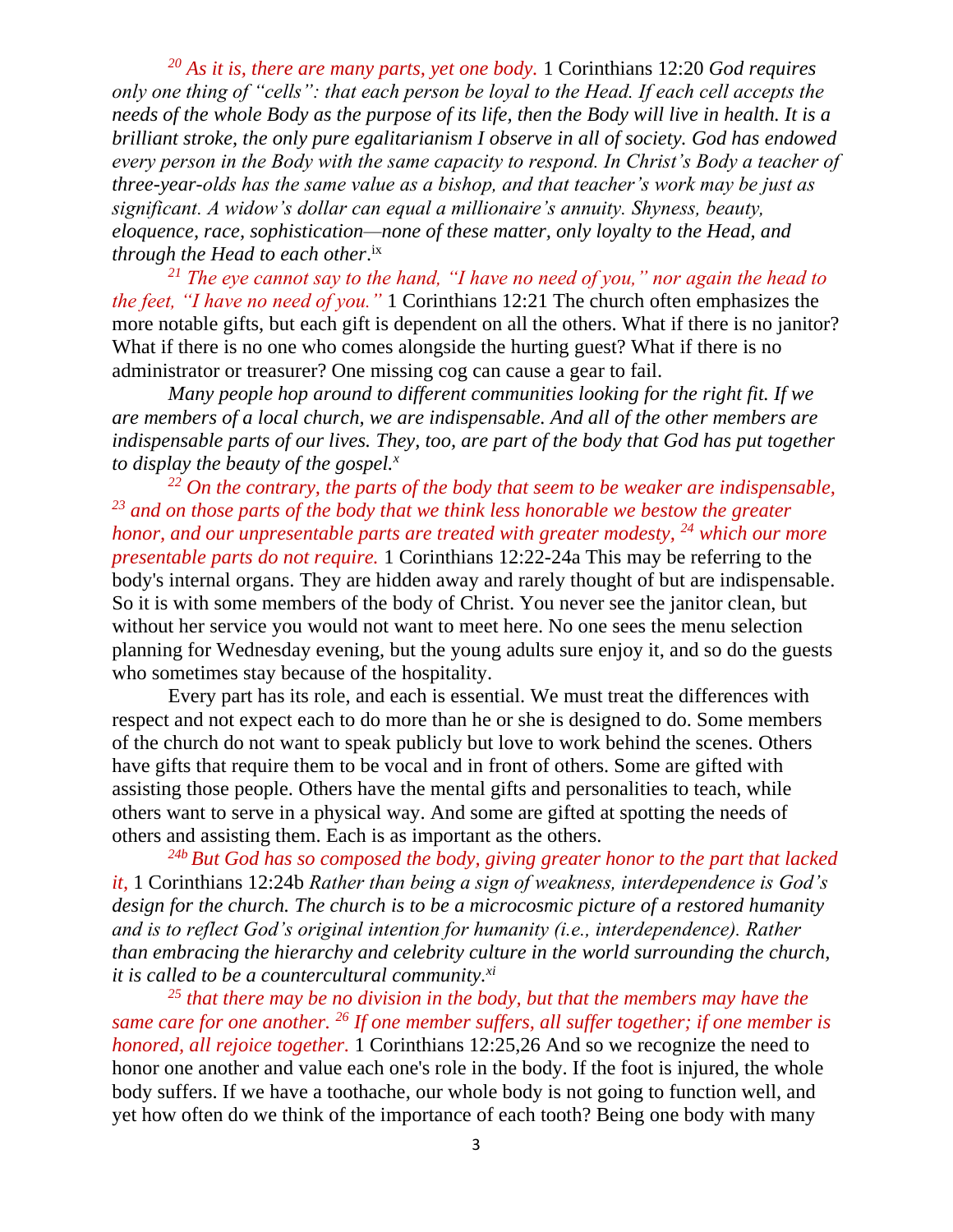*[20] As it is, there are many parts, yet one body.* 1 Corinthians 12:20 *God requires only one thing of "cells": that each person be loyal to the Head. If each cell accepts the needs of the whole Body as the purpose of its life, then the Body will live in health. It is a brilliant stroke, the only pure egalitarianism I observe in all of society. God has endowed every person in the Body with the same capacity to respond. In Christ's Body a teacher of three-year-olds has the same value as a bishop, and that teacher's work may be just as significant. A widow's dollar can equal a millionaire's annuity. Shyness, beauty, eloquence, race, sophistication—none of these matter, only loyalty to the Head, and through the Head to each other*.[ix]

*[21] The eye cannot say to the hand, "I have no need of you," nor again the head to the feet, "I have no need of you."* 1 Corinthians 12:21 The church often emphasizes the more notable gifts, but each gift is dependent on all the others. What if there is no janitor? What if there is no one who comes alongside the hurting guest? What if there is no administrator or treasurer? One missing cog can cause a gear to fail.

*Many people hop around to different communities looking for the right fit. If we are members of a local church, we are indispensable. And all of the other members are indispensable parts of our lives. They, too, are part of the body that God has put together to display the beauty of the gospel.*[x]

*[22] On the contrary, the parts of the body that seem to be weaker are indispensable, [23] and on those parts of the body that we think less honorable we bestow the greater honor, and our unpresentable parts are treated with greater modesty, [24] which our more presentable parts do not require.* 1 Corinthians 12:22-24a This may be referring to the body's internal organs. They are hidden away and rarely thought of but are indispensable. So it is with some members of the body of Christ. You never see the janitor clean, but without her service you would not want to meet here. No one sees the menu selection planning for Wednesday evening, but the young adults sure enjoy it, and so do the guests who sometimes stay because of the hospitality.

Every part has its role, and each is essential. We must treat the differences with respect and not expect each to do more than he or she is designed to do. Some members of the church do not want to speak publicly but love to work behind the scenes. Others have gifts that require them to be vocal and in front of others. Some are gifted with assisting those people. Others have the mental gifts and personalities to teach, while others want to serve in a physical way. And some are gifted at spotting the needs of others and assisting them. Each is as important as the others.

*[24b] But God has so composed the body, giving greater honor to the part that lacked it,* 1 Corinthians 12:24b *Rather than being a sign of weakness, interdependence is God's design for the church. The church is to be a microcosmic picture of a restored humanity and is to reflect God's original intention for humanity (i.e., interdependence). Rather than embracing the hierarchy and celebrity culture in the world surrounding the church, it is called to be a countercultural community.*[xi]

*[25] that there may be no division in the body, but that the members may have the same care for one another. [26] If one member suffers, all suffer together; if one member is honored, all rejoice together.* 1 Corinthians 12:25,26 And so we recognize the need to honor one another and value each one's role in the body. If the foot is injured, the whole body suffers. If we have a toothache, our whole body is not going to function well, and yet how often do we think of the importance of each tooth? Being one body with many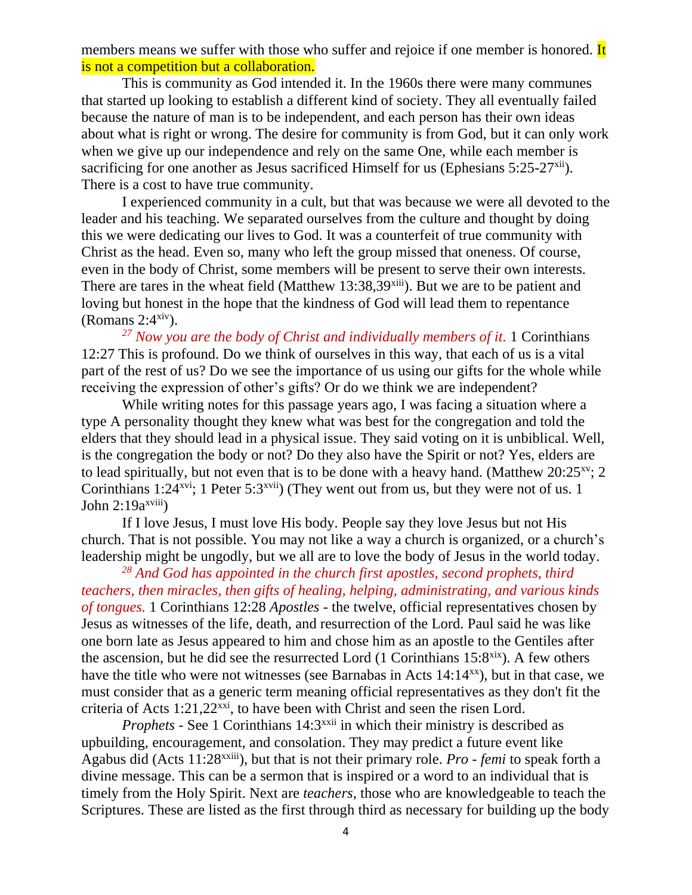members means we suffer with those who suffer and rejoice if one member is honored. It is not a competition but a collaboration.

This is community as God intended it. In the 1960s there were many communes that started up looking to establish a different kind of society. They all eventually failed because the nature of man is to be independent, and each person has their own ideas about what is right or wrong. The desire for community is from God, but it can only work when we give up our independence and rely on the same One, while each member is sacrificing for one another as Jesus sacrificed Himself for us (Ephesians 5:25-27[xii]). There is a cost to have true community.

I experienced community in a cult, but that was because we were all devoted to the leader and his teaching. We separated ourselves from the culture and thought by doing this we were dedicating our lives to God. It was a counterfeit of true community with Christ as the head. Even so, many who left the group missed that oneness. Of course, even in the body of Christ, some members will be present to serve their own interests. There are tares in the wheat field (Matthew 13:38,39[xiii]). But we are to be patient and loving but honest in the hope that the kindness of God will lead them to repentance (Romans 2:4[xiv]).

*[27] Now you are the body of Christ and individually members of it.* 1 Corinthians 12:27 This is profound. Do we think of ourselves in this way, that each of us is a vital part of the rest of us? Do we see the importance of us using our gifts for the whole while receiving the expression of other's gifts? Or do we think we are independent?

While writing notes for this passage years ago, I was facing a situation where a type A personality thought they knew what was best for the congregation and told the elders that they should lead in a physical issue. They said voting on it is unbiblical. Well, is the congregation the body or not? Do they also have the Spirit or not? Yes, elders are to lead spiritually, but not even that is to be done with a heavy hand. (Matthew 20:25[xv]; 2 Corinthians 1:24[xvi]; 1 Peter 5:3[xvii]) (They went out from us, but they were not of us. 1 John 2:19a[xviii])

If I love Jesus, I must love His body. People say they love Jesus but not His church. That is not possible. You may not like a way a church is organized, or a church's leadership might be ungodly, but we all are to love the body of Jesus in the world today.

*[28] And God has appointed in the church first apostles, second prophets, third teachers, then miracles, then gifts of healing, helping, administrating, and various kinds of tongues.* 1 Corinthians 12:28 *Apostles* - the twelve, official representatives chosen by Jesus as witnesses of the life, death, and resurrection of the Lord. Paul said he was like one born late as Jesus appeared to him and chose him as an apostle to the Gentiles after the ascension, but he did see the resurrected Lord (1 Corinthians 15:8[xix]). A few others have the title who were not witnesses (see Barnabas in Acts 14:14[xx]), but in that case, we must consider that as a generic term meaning official representatives as they don't fit the criteria of Acts 1:21,22[xxi], to have been with Christ and seen the risen Lord.

*Prophets* - See 1 Corinthians 14:3[xxii] in which their ministry is described as upbuilding, encouragement, and consolation. They may predict a future event like Agabus did (Acts 11:28[xxiii]), but that is not their primary role. *Pro - femi* to speak forth a divine message. This can be a sermon that is inspired or a word to an individual that is timely from the Holy Spirit. Next are *teachers*, those who are knowledgeable to teach the Scriptures. These are listed as the first through third as necessary for building up the body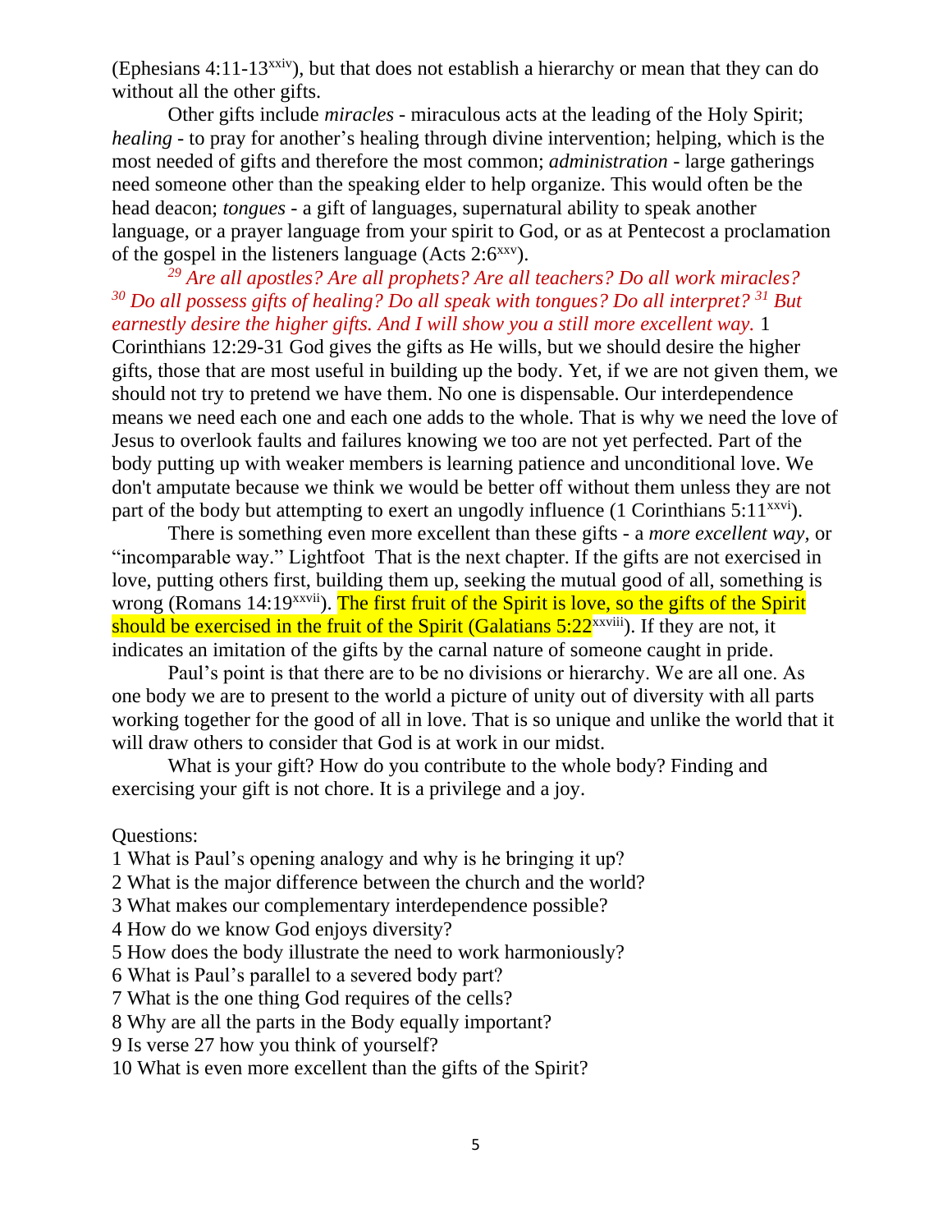(Ephesians 4:11-13[xxiv]), but that does not establish a hierarchy or mean that they can do without all the other gifts.

Other gifts include *miracles* - miraculous acts at the leading of the Holy Spirit; *healing* - to pray for another's healing through divine intervention; helping, which is the most needed of gifts and therefore the most common; *administration* - large gatherings need someone other than the speaking elder to help organize. This would often be the head deacon; *tongues* - a gift of languages, supernatural ability to speak another language, or a prayer language from your spirit to God, or as at Pentecost a proclamation of the gospel in the listeners language (Acts 2:6[xxv]).

*[29] Are all apostles? Are all prophets? Are all teachers? Do all work miracles? [30] Do all possess gifts of healing? Do all speak with tongues? Do all interpret? [31] But earnestly desire the higher gifts. And I will show you a still more excellent way.* 1 Corinthians 12:29-31 God gives the gifts as He wills, but we should desire the higher gifts, those that are most useful in building up the body. Yet, if we are not given them, we should not try to pretend we have them. No one is dispensable. Our interdependence means we need each one and each one adds to the whole. That is why we need the love of Jesus to overlook faults and failures knowing we too are not yet perfected. Part of the body putting up with weaker members is learning patience and unconditional love. We don't amputate because we think we would be better off without them unless they are not part of the body but attempting to exert an ungodly influence (1 Corinthians 5:11[xxvi]).

There is something even more excellent than these gifts - a *more excellent way*, or "incomparable way." Lightfoot That is the next chapter. If the gifts are not exercised in love, putting others first, building them up, seeking the mutual good of all, something is wrong (Romans 14:19[xxvii]). The first fruit of the Spirit is love, so the gifts of the Spirit should be exercised in the fruit of the Spirit (Galatians 5:22[xxviii]). If they are not, it indicates an imitation of the gifts by the carnal nature of someone caught in pride.

Paul's point is that there are to be no divisions or hierarchy. We are all one. As one body we are to present to the world a picture of unity out of diversity with all parts working together for the good of all in love. That is so unique and unlike the world that it will draw others to consider that God is at work in our midst.

What is your gift? How do you contribute to the whole body? Finding and exercising your gift is not chore. It is a privilege and a joy.

Questions:

1 What is Paul's opening analogy and why is he bringing it up?
2 What is the major difference between the church and the world?
3 What makes our complementary interdependence possible?
4 How do we know God enjoys diversity?
5 How does the body illustrate the need to work harmoniously?
6 What is Paul's parallel to a severed body part?
7 What is the one thing God requires of the cells?
8 Why are all the parts in the Body equally important?
9 Is verse 27 how you think of yourself?
10 What is even more excellent than the gifts of the Spirit?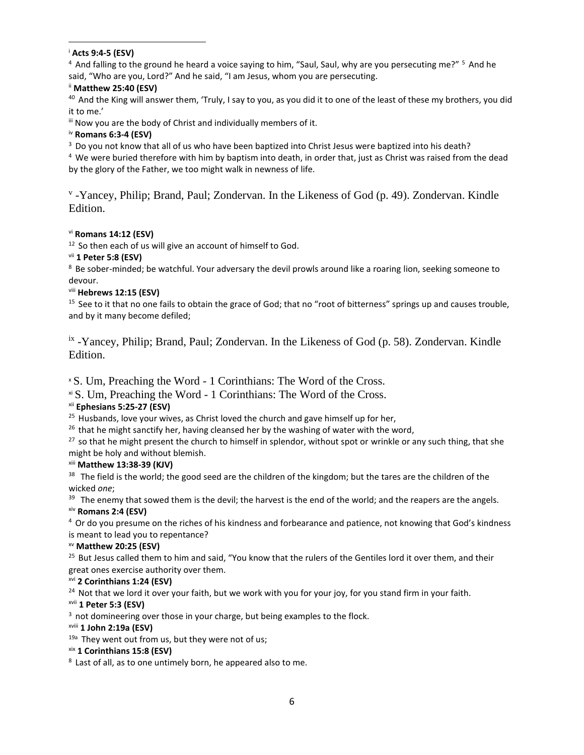[i] **Acts 9:4-5 (ESV)**

[4] And falling to the ground he heard a voice saying to him, "Saul, Saul, why are you persecuting me?" [5] And he said, "Who are you, Lord?" And he said, "I am Jesus, whom you are persecuting.

[ii] **Matthew 25:40 (ESV)**

[40] And the King will answer them, 'Truly, I say to you, as you did it to one of the least of these my brothers, you did it to me.'

[iii] Now you are the body of Christ and individually members of it.

[iv] **Romans 6:3-4 (ESV)**

[3] Do you not know that all of us who have been baptized into Christ Jesus were baptized into his death?
[4] We were buried therefore with him by baptism into death, in order that, just as Christ was raised from the dead by the glory of the Father, we too might walk in newness of life.

[v] -Yancey, Philip; Brand, Paul; Zondervan. In the Likeness of God (p. 49). Zondervan. Kindle Edition.

[vi] **Romans 14:12 (ESV)**

[12] So then each of us will give an account of himself to God.

[vii] **1 Peter 5:8 (ESV)**

[8] Be sober-minded; be watchful. Your adversary the devil prowls around like a roaring lion, seeking someone to devour.

[viii] **Hebrews 12:15 (ESV)**

[15] See to it that no one fails to obtain the grace of God; that no "root of bitterness" springs up and causes trouble, and by it many become defiled;

[ix] -Yancey, Philip; Brand, Paul; Zondervan. In the Likeness of God (p. 58). Zondervan. Kindle Edition.

[x] S. Um, Preaching the Word - 1 Corinthians: The Word of the Cross.

[xi] S. Um, Preaching the Word - 1 Corinthians: The Word of the Cross.

[xii] **Ephesians 5:25-27 (ESV)**

[25] Husbands, love your wives, as Christ loved the church and gave himself up for her,
[26] that he might sanctify her, having cleansed her by the washing of water with the word,
[27] so that he might present the church to himself in splendor, without spot or wrinkle or any such thing, that she might be holy and without blemish.

[xiii] **Matthew 13:38-39 (KJV)**

[38] The field is the world; the good seed are the children of the kingdom; but the tares are the children of the wicked *one*;
[39] The enemy that sowed them is the devil; the harvest is the end of the world; and the reapers are the angels.

[xiv] **Romans 2:4 (ESV)**

[4] Or do you presume on the riches of his kindness and forbearance and patience, not knowing that God's kindness is meant to lead you to repentance?

[xv] **Matthew 20:25 (ESV)**

[25] But Jesus called them to him and said, "You know that the rulers of the Gentiles lord it over them, and their great ones exercise authority over them.

[xvi] **2 Corinthians 1:24 (ESV)**

[24] Not that we lord it over your faith, but we work with you for your joy, for you stand firm in your faith.

[xvii] **1 Peter 5:3 (ESV)**

[3] not domineering over those in your charge, but being examples to the flock.

[xviii] **1 John 2:19a (ESV)**

[19a] They went out from us, but they were not of us;

[xix] **1 Corinthians 15:8 (ESV)**

[8] Last of all, as to one untimely born, he appeared also to me.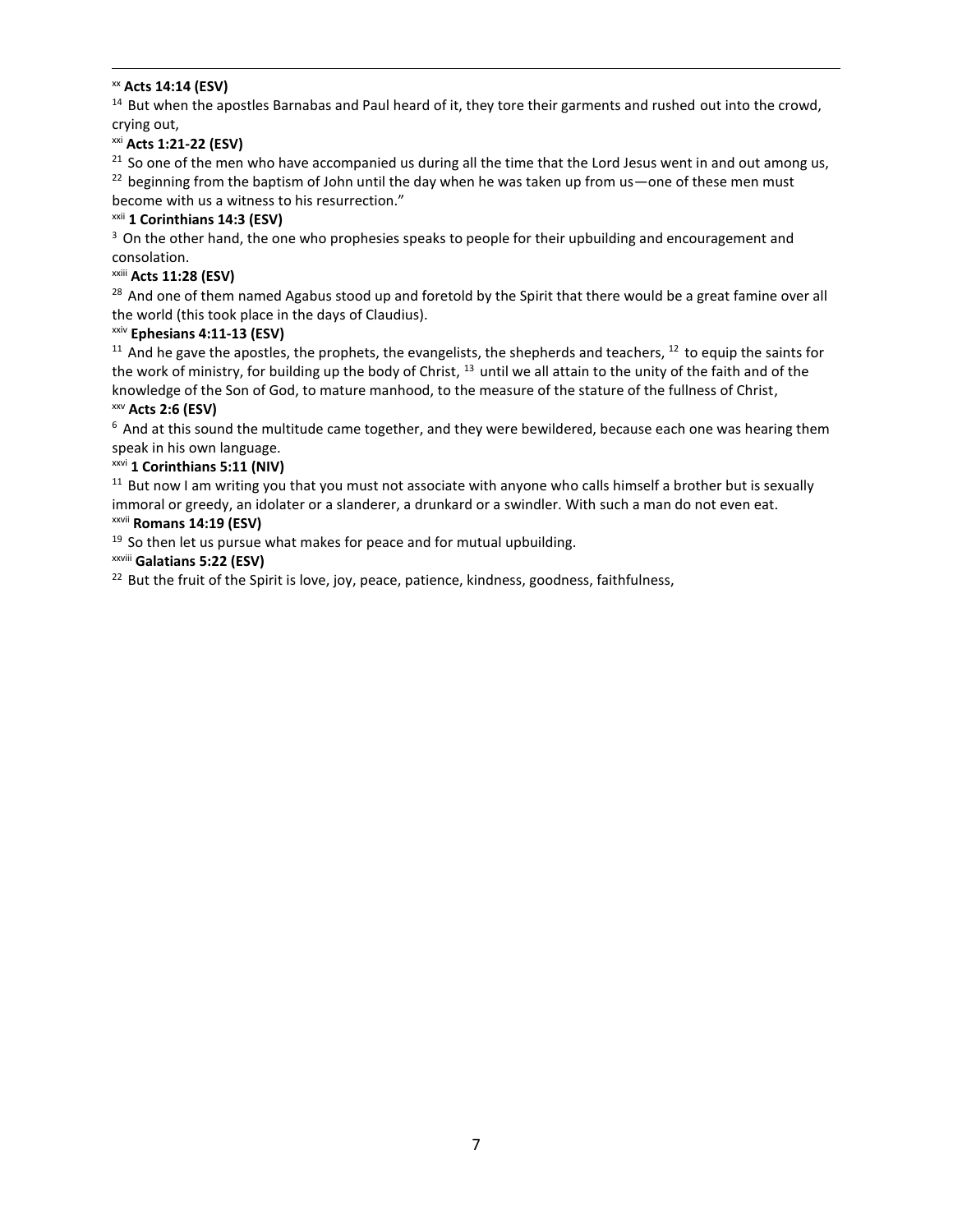[xx] **Acts 14:14 (ESV)**

[14] But when the apostles Barnabas and Paul heard of it, they tore their garments and rushed out into the crowd, crying out,

[xxi] **Acts 1:21-22 (ESV)**

[21] So one of the men who have accompanied us during all the time that the Lord Jesus went in and out among us, [22] beginning from the baptism of John until the day when he was taken up from us—one of these men must become with us a witness to his resurrection."

[xxii] **1 Corinthians 14:3 (ESV)**

[3] On the other hand, the one who prophesies speaks to people for their upbuilding and encouragement and consolation.

[xxiii] **Acts 11:28 (ESV)**

[28] And one of them named Agabus stood up and foretold by the Spirit that there would be a great famine over all the world (this took place in the days of Claudius).

[xxiv] **Ephesians 4:11-13 (ESV)**

[11] And he gave the apostles, the prophets, the evangelists, the shepherds and teachers, [12] to equip the saints for the work of ministry, for building up the body of Christ, [13] until we all attain to the unity of the faith and of the knowledge of the Son of God, to mature manhood, to the measure of the stature of the fullness of Christ,

[xxv] **Acts 2:6 (ESV)**

[6] And at this sound the multitude came together, and they were bewildered, because each one was hearing them speak in his own language.

[xxvi] **1 Corinthians 5:11 (NIV)**

[11] But now I am writing you that you must not associate with anyone who calls himself a brother but is sexually immoral or greedy, an idolater or a slanderer, a drunkard or a swindler. With such a man do not even eat.

[xxvii] **Romans 14:19 (ESV)**

[19] So then let us pursue what makes for peace and for mutual upbuilding.

[xxviii] **Galatians 5:22 (ESV)**

[22] But the fruit of the Spirit is love, joy, peace, patience, kindness, goodness, faithfulness,